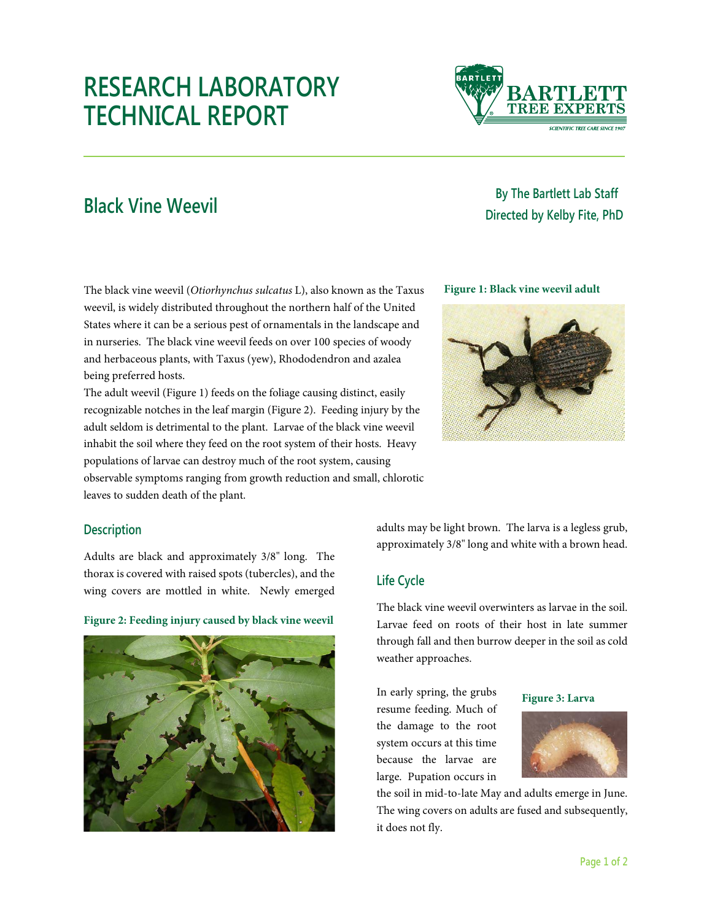# RESEARCH LABORATORY TECHNICAL REPORT

## Black Vine Weevil

By The Bartlett Lab Staff
Directed by Kelby Fite, PhD

The black vine weevil (*Otiorhynchus sulcatus* L), also known as the Taxus weevil, is widely distributed throughout the northern half of the United States where it can be a serious pest of ornamentals in the landscape and in nurseries. The black vine weevil feeds on over 100 species of woody and herbaceous plants, with Taxus (yew), Rhododendron and azalea being preferred hosts.

The adult weevil (Figure 1) feeds on the foliage causing distinct, easily recognizable notches in the leaf margin (Figure 2). Feeding injury by the adult seldom is detrimental to the plant. Larvae of the black vine weevil inhabit the soil where they feed on the root system of their hosts. Heavy populations of larvae can destroy much of the root system, causing observable symptoms ranging from growth reduction and small, chlorotic leaves to sudden death of the plant.

**Figure 1: Black vine weevil adult**

### Description

Adults are black and approximately 3/8" long. The thorax is covered with raised spots (tubercles), and the wing covers are mottled in white. Newly emerged adults may be light brown. The larva is a legless grub, approximately 3/8" long and white with a brown head.

**Figure 2: Feeding injury caused by black vine weevil**

### Life Cycle

The black vine weevil overwinters as larvae in the soil. Larvae feed on roots of their host in late summer through fall and then burrow deeper in the soil as cold weather approaches.

In early spring, the grubs resume feeding. Much of the damage to the root system occurs at this time because the larvae are large. Pupation occurs in the soil in mid-to-late May and adults emerge in June. The wing covers on adults are fused and subsequently, it does not fly.

**Figure 3: Larva**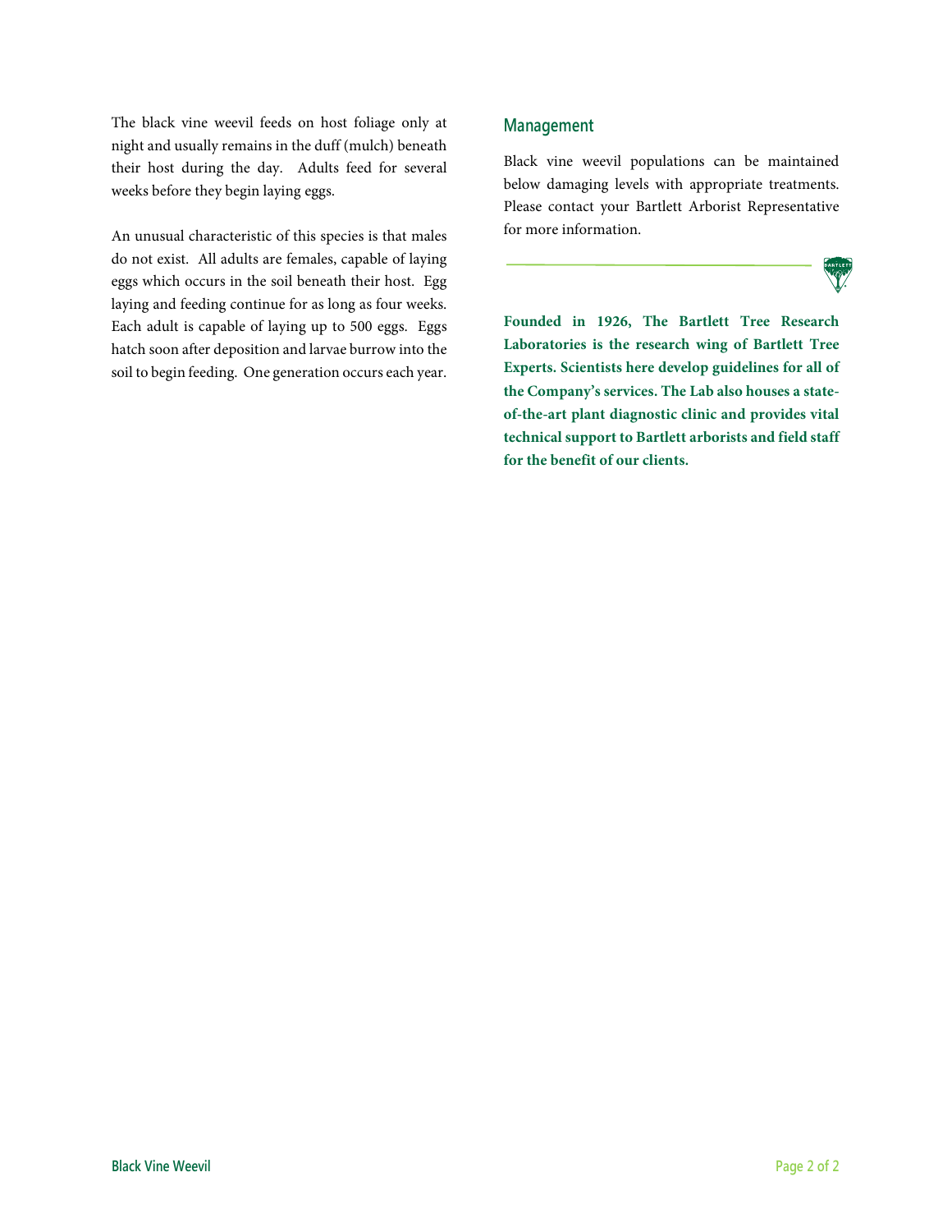The black vine weevil feeds on host foliage only at night and usually remains in the duff (mulch) beneath their host during the day. Adults feed for several weeks before they begin laying eggs.

An unusual characteristic of this species is that males do not exist. All adults are females, capable of laying eggs which occurs in the soil beneath their host. Egg laying and feeding continue for as long as four weeks. Each adult is capable of laying up to 500 eggs. Eggs hatch soon after deposition and larvae burrow into the soil to begin feeding. One generation occurs each year.

## Management

Black vine weevil populations can be maintained below damaging levels with appropriate treatments. Please contact your Bartlett Arborist Representative for more information.

**Founded in 1926, The Bartlett Tree Research Laboratories is the research wing of Bartlett Tree Experts. Scientists here develop guidelines for all of the Company's services. The Lab also houses a state-of-the-art plant diagnostic clinic and provides vital technical support to Bartlett arborists and field staff for the benefit of our clients.**